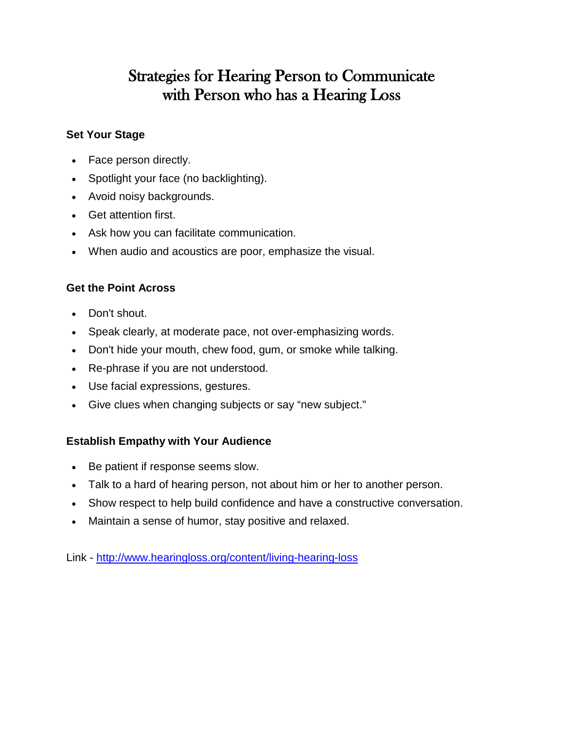# Strategies for Hearing Person to Communicate with Person who has a Hearing Loss

### Set Your Stage

- Face person directly.
- Spotlight your face (no backlighting).
- Avoid noisy backgrounds.
- Get attention first.
- Ask how you can facilitate communication.
- When audio and acoustics are poor, emphasize the visual.

### Get the Point Across

- Don't shout.
- Speak clearly, at moderate pace, not over-emphasizing words.
- Don't hide your mouth, chew food, gum, or smoke while talking.
- Re-phrase if you are not understood.
- Use facial expressions, gestures.
- Give clues when changing subjects or say “new subject.”

### Establish Empathy with Your Audience

- Be patient if response seems slow.
- Talk to a hard of hearing person, not about him or her to another person.
- Show respect to help build confidence and have a constructive conversation.
- Maintain a sense of humor, stay positive and relaxed.

Link - [http://www.hearingloss.org/content/living-hearing-loss](http://www.hearingloss.org/content/living-hearing-loss)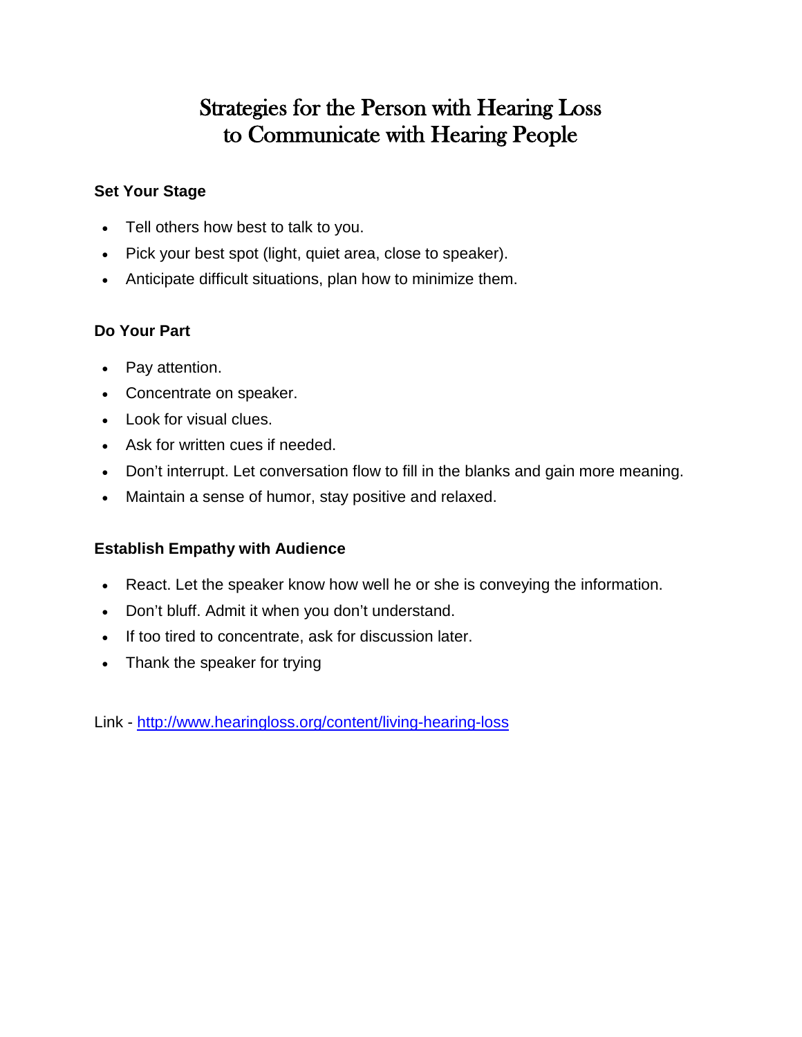# Strategies for the Person with Hearing Loss to Communicate with Hearing People

**Set Your Stage**

- Tell others how best to talk to you.
- Pick your best spot (light, quiet area, close to speaker).
- Anticipate difficult situations, plan how to minimize them.

**Do Your Part**

- Pay attention.
- Concentrate on speaker.
- Look for visual clues.
- Ask for written cues if needed.
- Don't interrupt. Let conversation flow to fill in the blanks and gain more meaning.
- Maintain a sense of humor, stay positive and relaxed.

**Establish Empathy with Audience**

- React. Let the speaker know how well he or she is conveying the information.
- Don't bluff. Admit it when you don't understand.
- If too tired to concentrate, ask for discussion later.
- Thank the speaker for trying

Link - http://www.hearingloss.org/content/living-hearing-loss